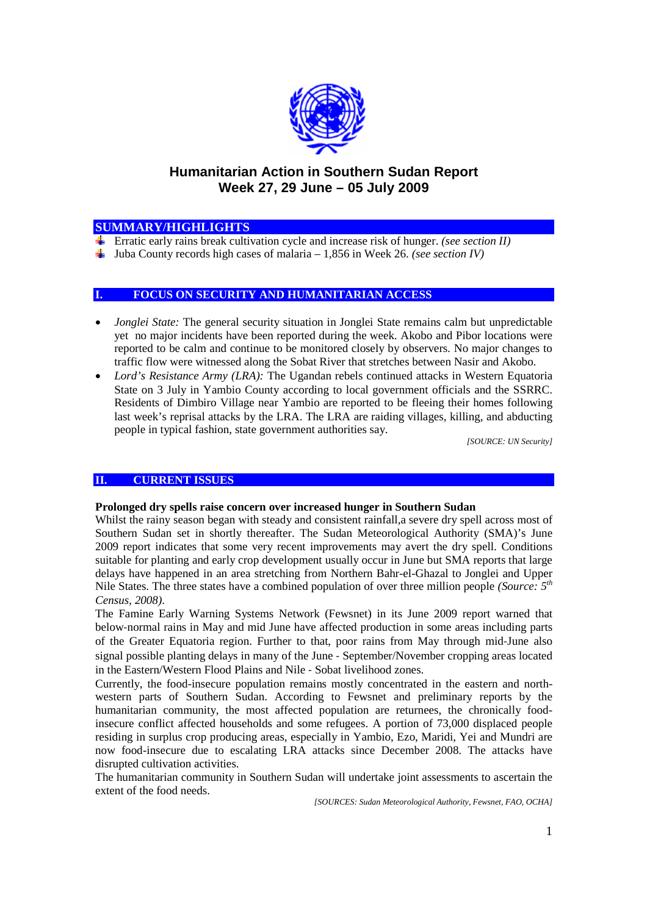# Humanitarian Action in Southern Sudan Report
## Week 27, 29 June – 05 July 2009

## SUMMARY/HIGHLIGHTS

- Erratic early rains break cultivation cycle and increase risk of hunger. *(see section II)*
- Juba County records high cases of malaria – 1,856 in Week 26. *(see section IV)*

## I. FOCUS ON SECURITY AND HUMANITARIAN ACCESS

- *Jonglei State:* The general security situation in Jonglei State remains calm but unpredictable yet no major incidents have been reported during the week. Akobo and Pibor locations were reported to be calm and continue to be monitored closely by observers. No major changes to traffic flow were witnessed along the Sobat River that stretches between Nasir and Akobo.
- *Lord's Resistance Army (LRA):* The Ugandan rebels continued attacks in Western Equatoria State on 3 July in Yambio County according to local government officials and the SSRRC. Residents of Dimbiro Village near Yambio are reported to be fleeing their homes following last week's reprisal attacks by the LRA. The LRA are raiding villages, killing, and abducting people in typical fashion, state government authorities say.

*[SOURCE: UN Security]*

## II. CURRENT ISSUES

**Prolonged dry spells raise concern over increased hunger in Southern Sudan**

Whilst the rainy season began with steady and consistent rainfall,a severe dry spell across most of Southern Sudan set in shortly thereafter. The Sudan Meteorological Authority (SMA)'s June 2009 report indicates that some very recent improvements may avert the dry spell. Conditions suitable for planting and early crop development usually occur in June but SMA reports that large delays have happened in an area stretching from Northern Bahr-el-Ghazal to Jonglei and Upper Nile States. The three states have a combined population of over three million people *(Source: 5th Census, 2008)*.

The Famine Early Warning Systems Network (Fewsnet) in its June 2009 report warned that below-normal rains in May and mid June have affected production in some areas including parts of the Greater Equatoria region. Further to that, poor rains from May through mid-June also signal possible planting delays in many of the June - September/November cropping areas located in the Eastern/Western Flood Plains and Nile - Sobat livelihood zones.

Currently, the food-insecure population remains mostly concentrated in the eastern and north-western parts of Southern Sudan. According to Fewsnet and preliminary reports by the humanitarian community, the most affected population are returnees, the chronically food-insecure conflict affected households and some refugees. A portion of 73,000 displaced people residing in surplus crop producing areas, especially in Yambio, Ezo, Maridi, Yei and Mundri are now food-insecure due to escalating LRA attacks since December 2008. The attacks have disrupted cultivation activities.

The humanitarian community in Southern Sudan will undertake joint assessments to ascertain the extent of the food needs.

*[SOURCES: Sudan Meteorological Authority, Fewsnet, FAO, OCHA]*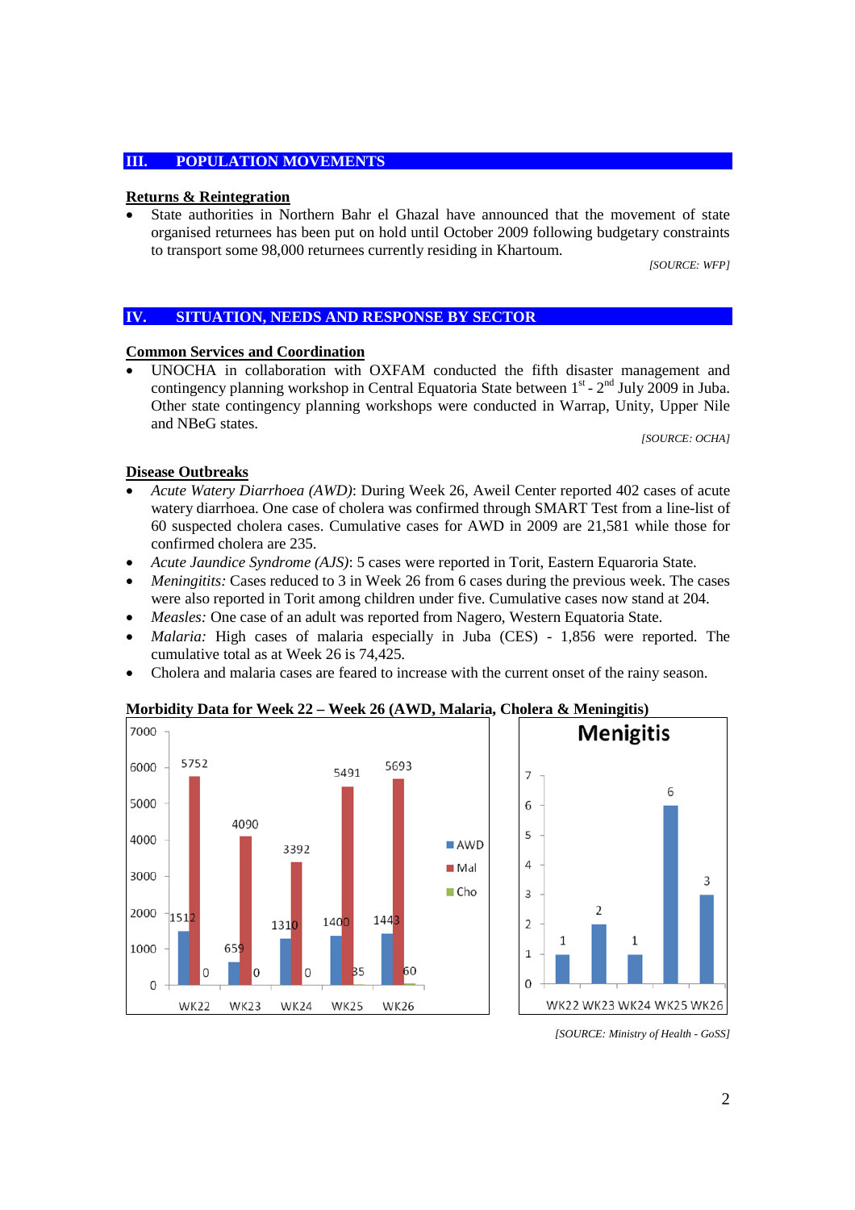## III. POPULATION MOVEMENTS

**Returns & Reintegration**

- State authorities in Northern Bahr el Ghazal have announced that the movement of state organised returnees has been put on hold until October 2009 following budgetary constraints to transport some 98,000 returnees currently residing in Khartoum.

*[SOURCE: WFP]*

## IV. SITUATION, NEEDS AND RESPONSE BY SECTOR

**Common Services and Coordination**

- UNOCHA in collaboration with OXFAM conducted the fifth disaster management and contingency planning workshop in Central Equatoria State between 1st - 2nd July 2009 in Juba. Other state contingency planning workshops were conducted in Warrap, Unity, Upper Nile and NBeG states.

*[SOURCE: OCHA]*

**Disease Outbreaks**

- *Acute Watery Diarrhoea (AWD)*: During Week 26, Aweil Center reported 402 cases of acute watery diarrhoea. One case of cholera was confirmed through SMART Test from a line-list of 60 suspected cholera cases. Cumulative cases for AWD in 2009 are 21,581 while those for confirmed cholera are 235.
- *Acute Jaundice Syndrome (AJS)*: 5 cases were reported in Torit, Eastern Equaroria State.
- *Meningitits:* Cases reduced to 3 in Week 26 from 6 cases during the previous week. The cases were also reported in Torit among children under five. Cumulative cases now stand at 204.
- *Measles:* One case of an adult was reported from Nagero, Western Equatoria State.
- *Malaria:* High cases of malaria especially in Juba (CES) - 1,856 were reported. The cumulative total as at Week 26 is 74,425.
- Cholera and malaria cases are feared to increase with the current onset of the rainy season.

**Morbidity Data for Week 22 – Week 26 (AWD, Malaria, Cholera & Meningitis)**

| | WK22 | WK23 | WK24 | WK25 | WK26 |
|---|---|---|---|---|---|
| AWD | 1512 | 659 | 1310 | 1400 | 1443 |
| Mal | 5752 | 4090 | 3392 | 5491 | 5693 |
| Cho | 0 | 0 | 0 | 35 | 60 |

**Menigitis**

| WK22 | WK23 | WK24 | WK25 | WK26 |
|---|---|---|---|---|
| 1 | 2 | 1 | 6 | 3 |

*[SOURCE: Ministry of Health - GoSS]*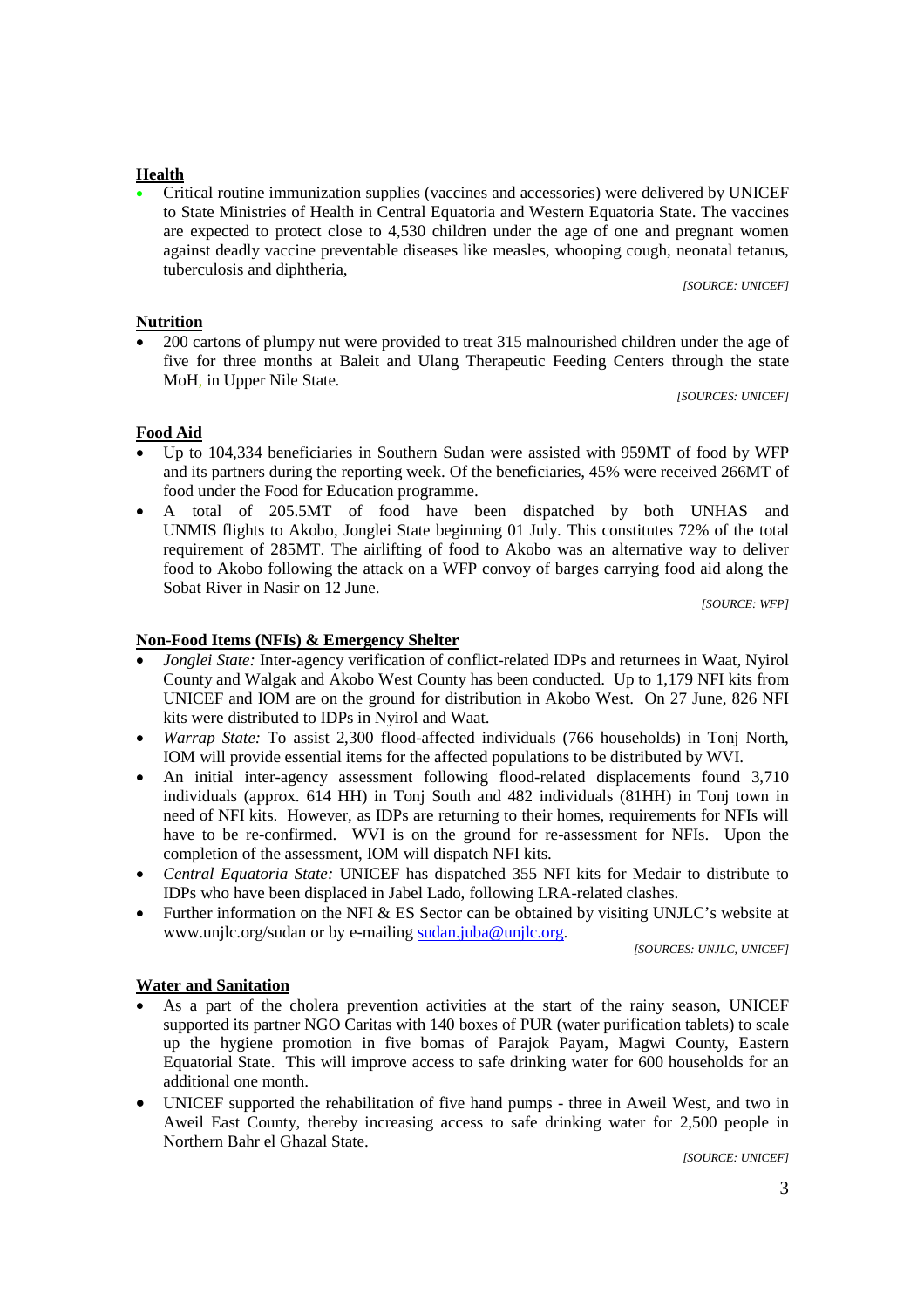**Health**

- Critical routine immunization supplies (vaccines and accessories) were delivered by UNICEF to State Ministries of Health in Central Equatoria and Western Equatoria State. The vaccines are expected to protect close to 4,530 children under the age of one and pregnant women against deadly vaccine preventable diseases like measles, whooping cough, neonatal tetanus, tuberculosis and diphtheria,

*[SOURCE: UNICEF]*

**Nutrition**

- 200 cartons of plumpy nut were provided to treat 315 malnourished children under the age of five for three months at Baleit and Ulang Therapeutic Feeding Centers through the state MoH, in Upper Nile State.

*[SOURCES: UNICEF]*

**Food Aid**

- Up to 104,334 beneficiaries in Southern Sudan were assisted with 959MT of food by WFP and its partners during the reporting week. Of the beneficiaries, 45% were received 266MT of food under the Food for Education programme.
- A total of 205.5MT of food have been dispatched by both UNHAS and UNMIS flights to Akobo, Jonglei State beginning 01 July. This constitutes 72% of the total requirement of 285MT. The airlifting of food to Akobo was an alternative way to deliver food to Akobo following the attack on a WFP convoy of barges carrying food aid along the Sobat River in Nasir on 12 June.

*[SOURCE: WFP]*

**Non-Food Items (NFIs) & Emergency Shelter**

- *Jonglei State:* Inter-agency verification of conflict-related IDPs and returnees in Waat, Nyirol County and Walgak and Akobo West County has been conducted. Up to 1,179 NFI kits from UNICEF and IOM are on the ground for distribution in Akobo West. On 27 June, 826 NFI kits were distributed to IDPs in Nyirol and Waat.
- *Warrap State:* To assist 2,300 flood-affected individuals (766 households) in Tonj North, IOM will provide essential items for the affected populations to be distributed by WVI.
- An initial inter-agency assessment following flood-related displacements found 3,710 individuals (approx. 614 HH) in Tonj South and 482 individuals (81HH) in Tonj town in need of NFI kits. However, as IDPs are returning to their homes, requirements for NFIs will have to be re-confirmed. WVI is on the ground for re-assessment for NFIs. Upon the completion of the assessment, IOM will dispatch NFI kits.
- *Central Equatoria State:* UNICEF has dispatched 355 NFI kits for Medair to distribute to IDPs who have been displaced in Jabel Lado, following LRA-related clashes.
- Further information on the NFI & ES Sector can be obtained by visiting UNJLC's website at www.unjlc.org/sudan or by e-mailing sudan.juba@unjlc.org.

*[SOURCES: UNJLC, UNICEF]*

**Water and Sanitation**

- As a part of the cholera prevention activities at the start of the rainy season, UNICEF supported its partner NGO Caritas with 140 boxes of PUR (water purification tablets) to scale up the hygiene promotion in five bomas of Parajok Payam, Magwi County, Eastern Equatorial State. This will improve access to safe drinking water for 600 households for an additional one month.
- UNICEF supported the rehabilitation of five hand pumps - three in Aweil West, and two in Aweil East County, thereby increasing access to safe drinking water for 2,500 people in Northern Bahr el Ghazal State.

*[SOURCE: UNICEF]*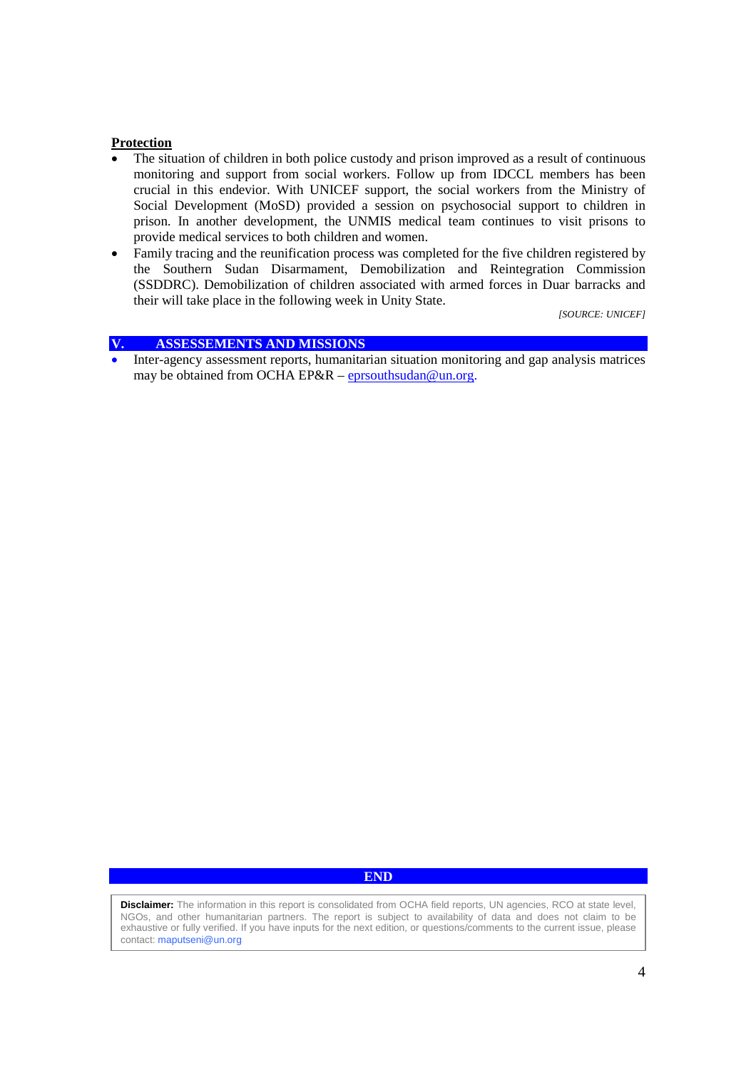**Protection**

- The situation of children in both police custody and prison improved as a result of continuous monitoring and support from social workers. Follow up from IDCCL members has been crucial in this endevior. With UNICEF support, the social workers from the Ministry of Social Development (MoSD) provided a session on psychosocial support to children in prison. In another development, the UNMIS medical team continues to visit prisons to provide medical services to both children and women.
- Family tracing and the reunification process was completed for the five children registered by the Southern Sudan Disarmament, Demobilization and Reintegration Commission (SSDDRC). Demobilization of children associated with armed forces in Duar barracks and their will take place in the following week in Unity State.

*[SOURCE: UNICEF]*

## V. ASSESSEMENTS AND MISSIONS

- Inter-agency assessment reports, humanitarian situation monitoring and gap analysis matrices may be obtained from OCHA EP&R – eprsouthsudan@un.org.

**END**

**Disclaimer:** The information in this report is consolidated from OCHA field reports, UN agencies, RCO at state level, NGOs, and other humanitarian partners. The report is subject to availability of data and does not claim to be exhaustive or fully verified. If you have inputs for the next edition, or questions/comments to the current issue, please contact: maputseni@un.org